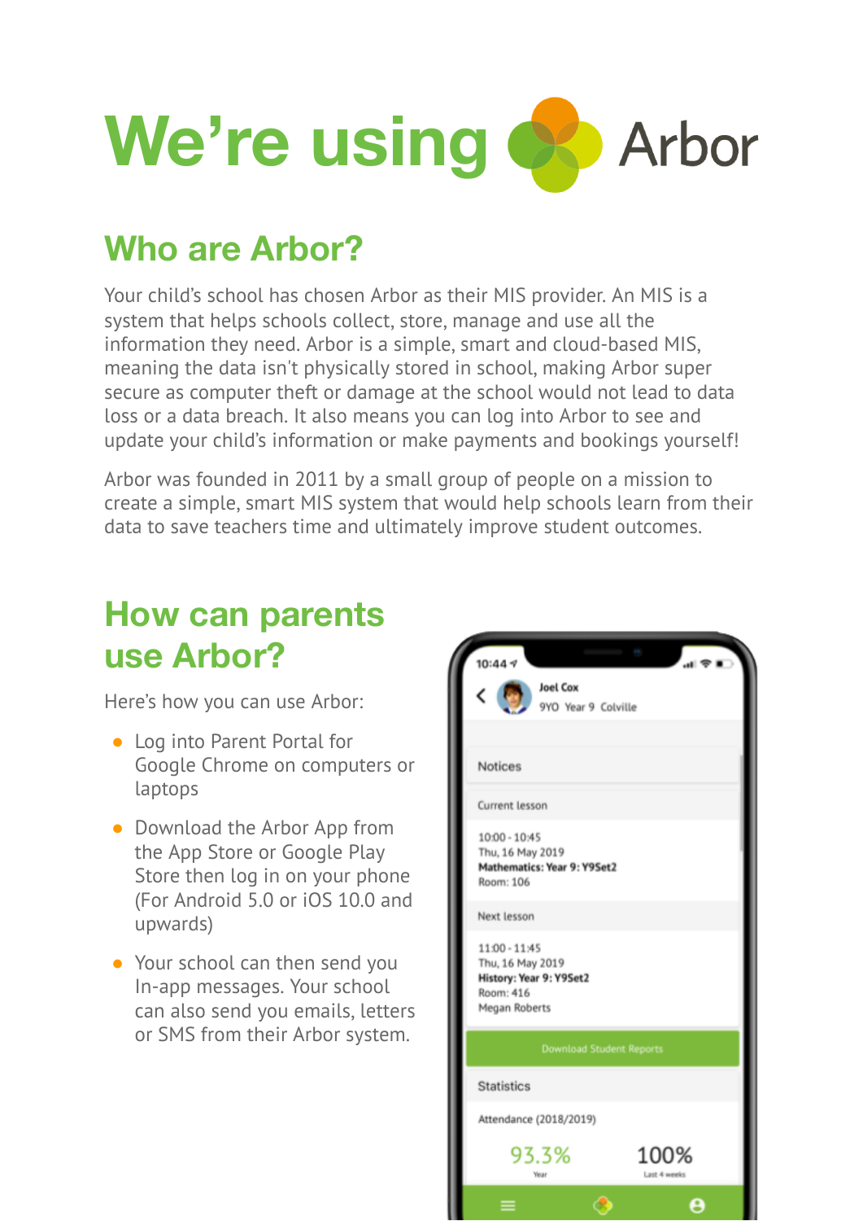# We're using Arbor

## Who are Arbor?

Your child's school has chosen Arbor as their MIS provider. An MIS is a system that helps schools collect, store, manage and use all the information they need. Arbor is a simple, smart and cloud-based MIS, meaning the data isn't physically stored in school, making Arbor super secure as computer theft or damage at the school would not lead to data loss or a data breach. It also means you can log into Arbor to see and update your child's information or make payments and bookings yourself!

Arbor was founded in 2011 by a small group of people on a mission to create a simple, smart MIS system that would help schools learn from their data to save teachers time and ultimately improve student outcomes.

## How can parents use Arbor?

Here's how you can use Arbor:

- Log into Parent Portal for Google Chrome on computers or laptops
- Download the Arbor App from the App Store or Google Play Store then log in on your phone (For Android 5.0 or iOS 10.0 and upwards)
- Your school can then send you In-app messages. Your school can also send you emails, letters or SMS from their Arbor system.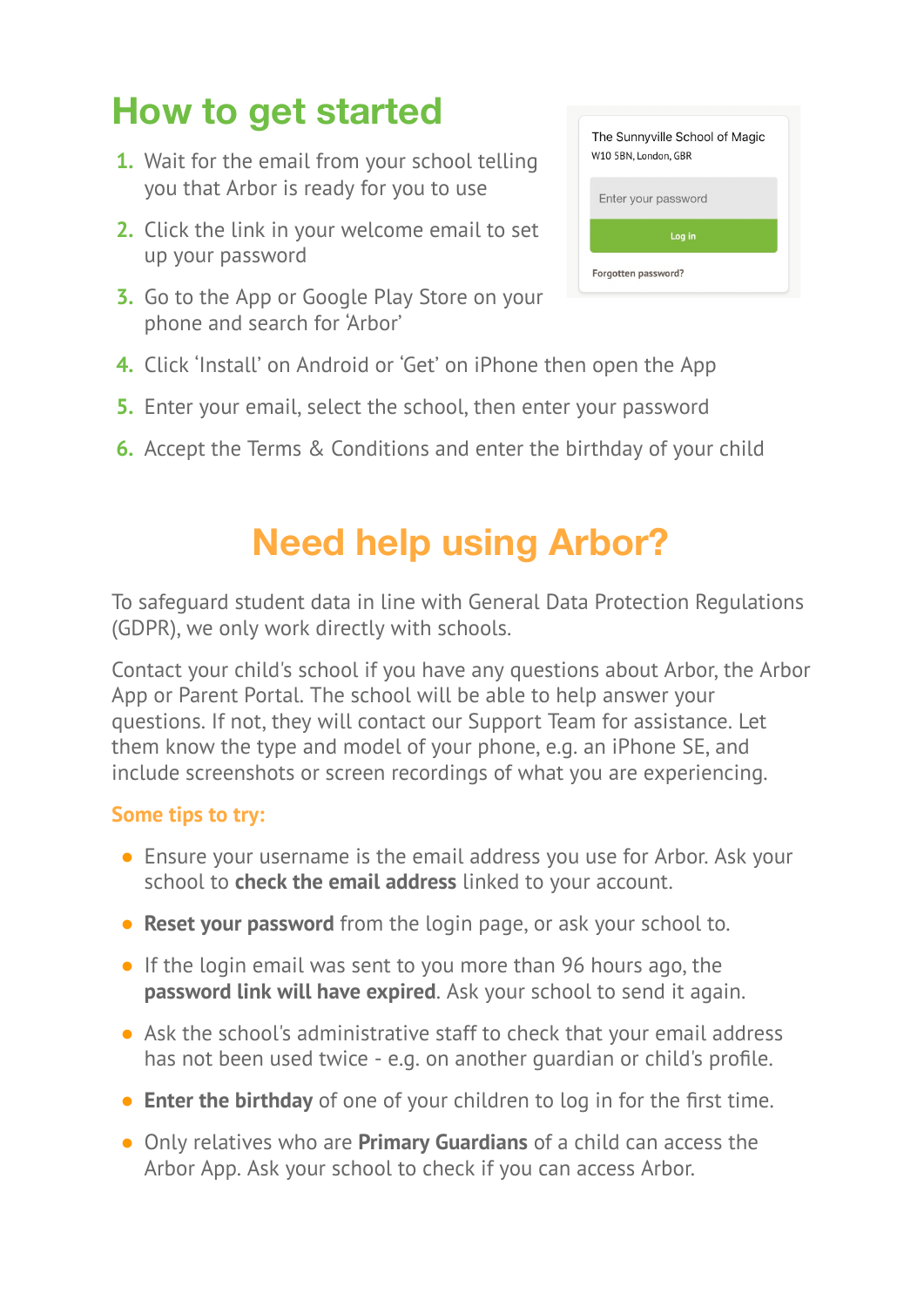## How to get started

1. Wait for the email from your school telling you that Arbor is ready for you to use
2. Click the link in your welcome email to set up your password
3. Go to the App or Google Play Store on your phone and search for 'Arbor'
4. Click 'Install' on Android or 'Get' on iPhone then open the App
5. Enter your email, select the school, then enter your password
6. Accept the Terms & Conditions and enter the birthday of your child

The Sunnyville School of Magic
W10 5BN, London, GBR
Enter your password
Log in
Forgotten password?

## Need help using Arbor?

To safeguard student data in line with General Data Protection Regulations (GDPR), we only work directly with schools.

Contact your child's school if you have any questions about Arbor, the Arbor App or Parent Portal. The school will be able to help answer your questions. If not, they will contact our Support Team for assistance. Let them know the type and model of your phone, e.g. an iPhone SE, and include screenshots or screen recordings of what you are experiencing.

### Some tips to try:

- Ensure your username is the email address you use for Arbor. Ask your school to **check the email address** linked to your account.
- **Reset your password** from the login page, or ask your school to.
- If the login email was sent to you more than 96 hours ago, the **password link will have expired**. Ask your school to send it again.
- Ask the school's administrative staff to check that your email address has not been used twice - e.g. on another guardian or child's profile.
- **Enter the birthday** of one of your children to log in for the first time.
- Only relatives who are **Primary Guardians** of a child can access the Arbor App. Ask your school to check if you can access Arbor.